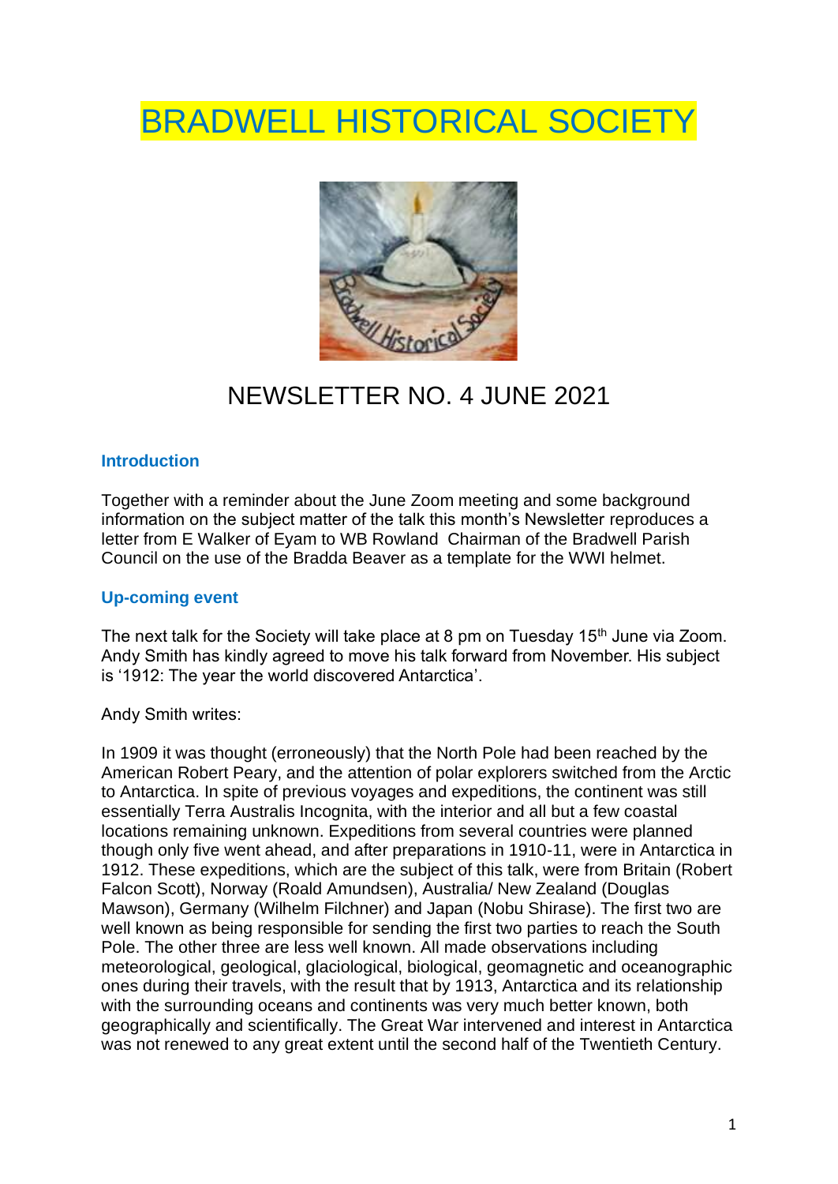# BRADWELL HISTORICAL SOCIETY

## NEWSLETTER NO. 4 JUNE 2021

### Introduction

Together with a reminder about the June Zoom meeting and some background information on the subject matter of the talk this month's Newsletter reproduces a letter from E Walker of Eyam to WB Rowland Chairman of the Bradwell Parish Council on the use of the Bradda Beaver as a template for the WWI helmet.

### Up-coming event

The next talk for the Society will take place at 8 pm on Tuesday 15th June via Zoom. Andy Smith has kindly agreed to move his talk forward from November. His subject is '1912: The year the world discovered Antarctica'.

Andy Smith writes:

In 1909 it was thought (erroneously) that the North Pole had been reached by the American Robert Peary, and the attention of polar explorers switched from the Arctic to Antarctica. In spite of previous voyages and expeditions, the continent was still essentially Terra Australis Incognita, with the interior and all but a few coastal locations remaining unknown. Expeditions from several countries were planned though only five went ahead, and after preparations in 1910-11, were in Antarctica in 1912. These expeditions, which are the subject of this talk, were from Britain (Robert Falcon Scott), Norway (Roald Amundsen), Australia/ New Zealand (Douglas Mawson), Germany (Wilhelm Filchner) and Japan (Nobu Shirase). The first two are well known as being responsible for sending the first two parties to reach the South Pole. The other three are less well known. All made observations including meteorological, geological, glaciological, biological, geomagnetic and oceanographic ones during their travels, with the result that by 1913, Antarctica and its relationship with the surrounding oceans and continents was very much better known, both geographically and scientifically. The Great War intervened and interest in Antarctica was not renewed to any great extent until the second half of the Twentieth Century.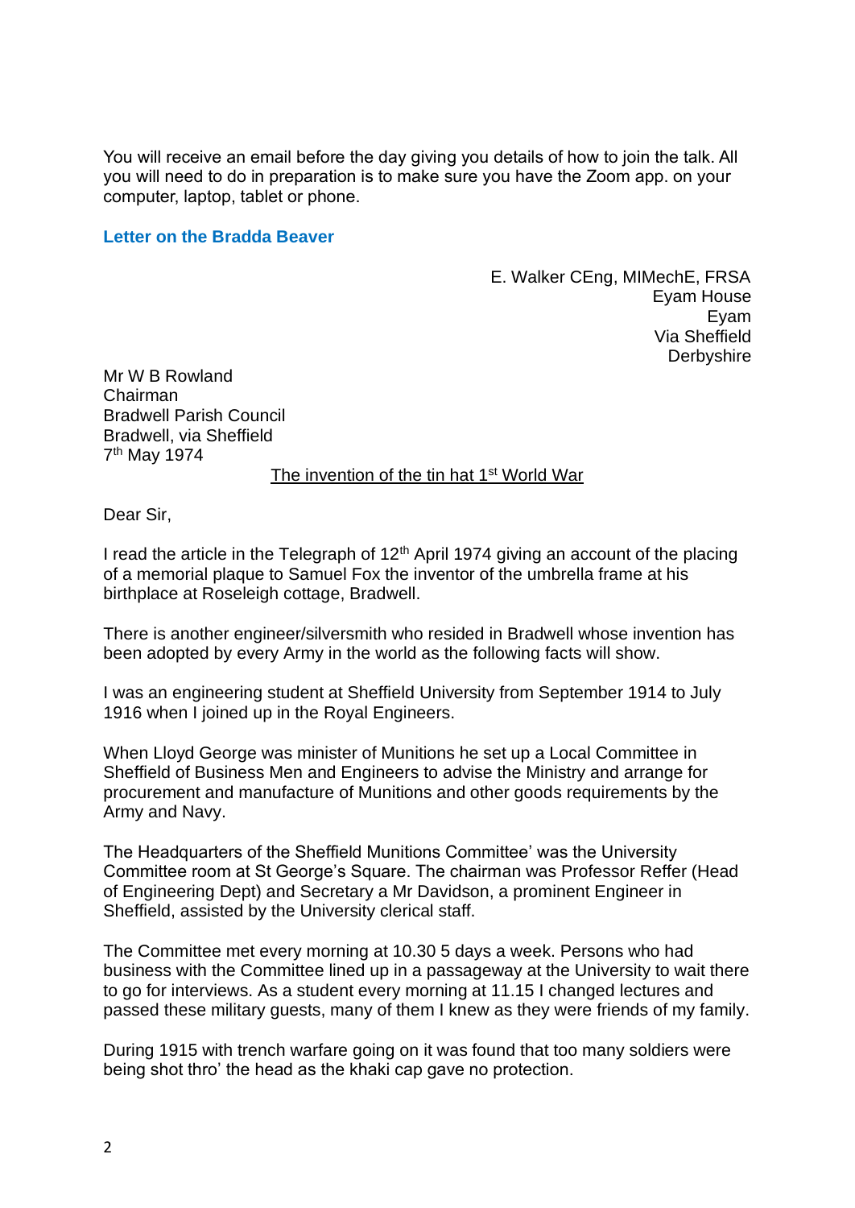You will receive an email before the day giving you details of how to join the talk. All you will need to do in preparation is to make sure you have the Zoom app. on your computer, laptop, tablet or phone.

## Letter on the Bradda Beaver

E. Walker CEng, MIMechE, FRSA
Eyam House
Eyam
Via Sheffield
Derbyshire

Mr W B Rowland
Chairman
Bradwell Parish Council
Bradwell, via Sheffield
7th May 1974

The invention of the tin hat 1st World War

Dear Sir,

I read the article in the Telegraph of 12th April 1974 giving an account of the placing of a memorial plaque to Samuel Fox the inventor of the umbrella frame at his birthplace at Roseleigh cottage, Bradwell.

There is another engineer/silversmith who resided in Bradwell whose invention has been adopted by every Army in the world as the following facts will show.

I was an engineering student at Sheffield University from September 1914 to July 1916 when I joined up in the Royal Engineers.

When Lloyd George was minister of Munitions he set up a Local Committee in Sheffield of Business Men and Engineers to advise the Ministry and arrange for procurement and manufacture of Munitions and other goods requirements by the Army and Navy.

The Headquarters of the Sheffield Munitions Committee' was the University Committee room at St George's Square. The chairman was Professor Reffer (Head of Engineering Dept) and Secretary a Mr Davidson, a prominent Engineer in Sheffield, assisted by the University clerical staff.

The Committee met every morning at 10.30 5 days a week. Persons who had business with the Committee lined up in a passageway at the University to wait there to go for interviews. As a student every morning at 11.15 I changed lectures and passed these military guests, many of them I knew as they were friends of my family.

During 1915 with trench warfare going on it was found that too many soldiers were being shot thro' the head as the khaki cap gave no protection.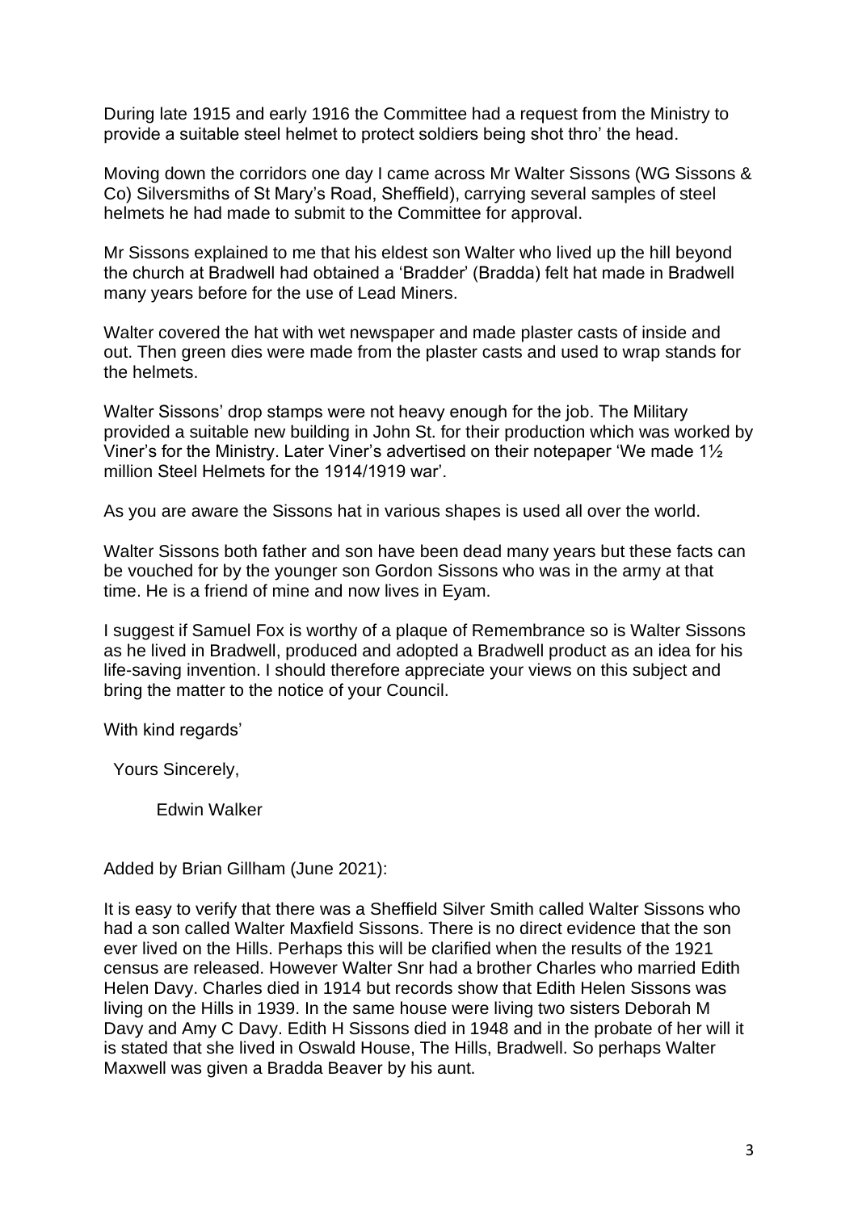During late 1915 and early 1916 the Committee had a request from the Ministry to provide a suitable steel helmet to protect soldiers being shot thro' the head.

Moving down the corridors one day I came across Mr Walter Sissons (WG Sissons & Co) Silversmiths of St Mary's Road, Sheffield), carrying several samples of steel helmets he had made to submit to the Committee for approval.

Mr Sissons explained to me that his eldest son Walter who lived up the hill beyond the church at Bradwell had obtained a 'Bradder' (Bradda) felt hat made in Bradwell many years before for the use of Lead Miners.

Walter covered the hat with wet newspaper and made plaster casts of inside and out. Then green dies were made from the plaster casts and used to wrap stands for the helmets.

Walter Sissons' drop stamps were not heavy enough for the job. The Military provided a suitable new building in John St. for their production which was worked by Viner's for the Ministry. Later Viner's advertised on their notepaper 'We made 1½ million Steel Helmets for the 1914/1919 war'.

As you are aware the Sissons hat in various shapes is used all over the world.

Walter Sissons both father and son have been dead many years but these facts can be vouched for by the younger son Gordon Sissons who was in the army at that time. He is a friend of mine and now lives in Eyam.

I suggest if Samuel Fox is worthy of a plaque of Remembrance so is Walter Sissons as he lived in Bradwell, produced and adopted a Bradwell product as an idea for his life-saving invention. I should therefore appreciate your views on this subject and bring the matter to the notice of your Council.

With kind regards'

Yours Sincerely,

Edwin Walker

Added by Brian Gillham (June 2021):

It is easy to verify that there was a Sheffield Silver Smith called Walter Sissons who had a son called Walter Maxfield Sissons. There is no direct evidence that the son ever lived on the Hills. Perhaps this will be clarified when the results of the 1921 census are released. However Walter Snr had a brother Charles who married Edith Helen Davy. Charles died in 1914 but records show that Edith Helen Sissons was living on the Hills in 1939. In the same house were living two sisters Deborah M Davy and Amy C Davy. Edith H Sissons died in 1948 and in the probate of her will it is stated that she lived in Oswald House, The Hills, Bradwell. So perhaps Walter Maxwell was given a Bradda Beaver by his aunt.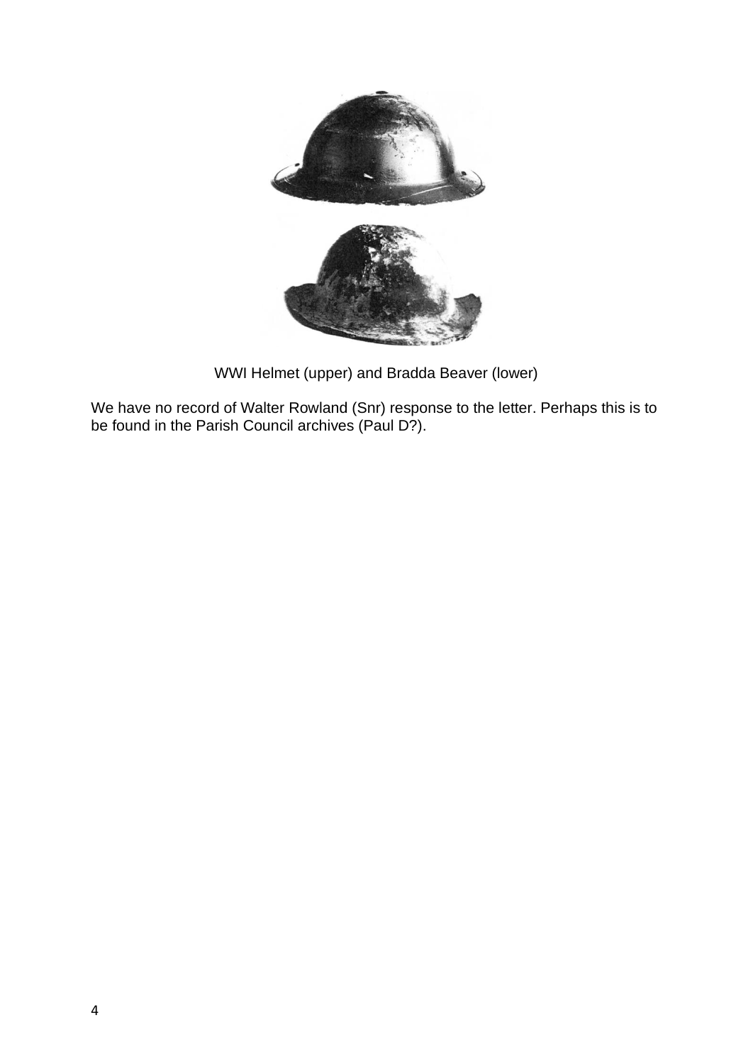WWI Helmet (upper) and Bradda Beaver (lower)

We have no record of Walter Rowland (Snr) response to the letter. Perhaps this is to be found in the Parish Council archives (Paul D?).